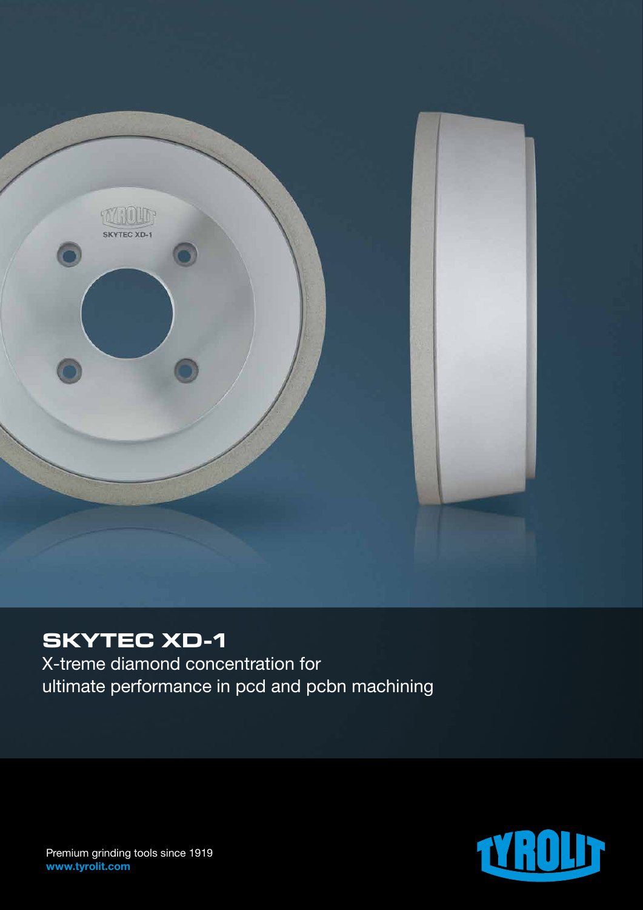# SKYTEC XD-1

X-treme diamond concentration for
ultimate performance in pcd and pcbn machining

Premium grinding tools since 1919
**www.tyrolit.com**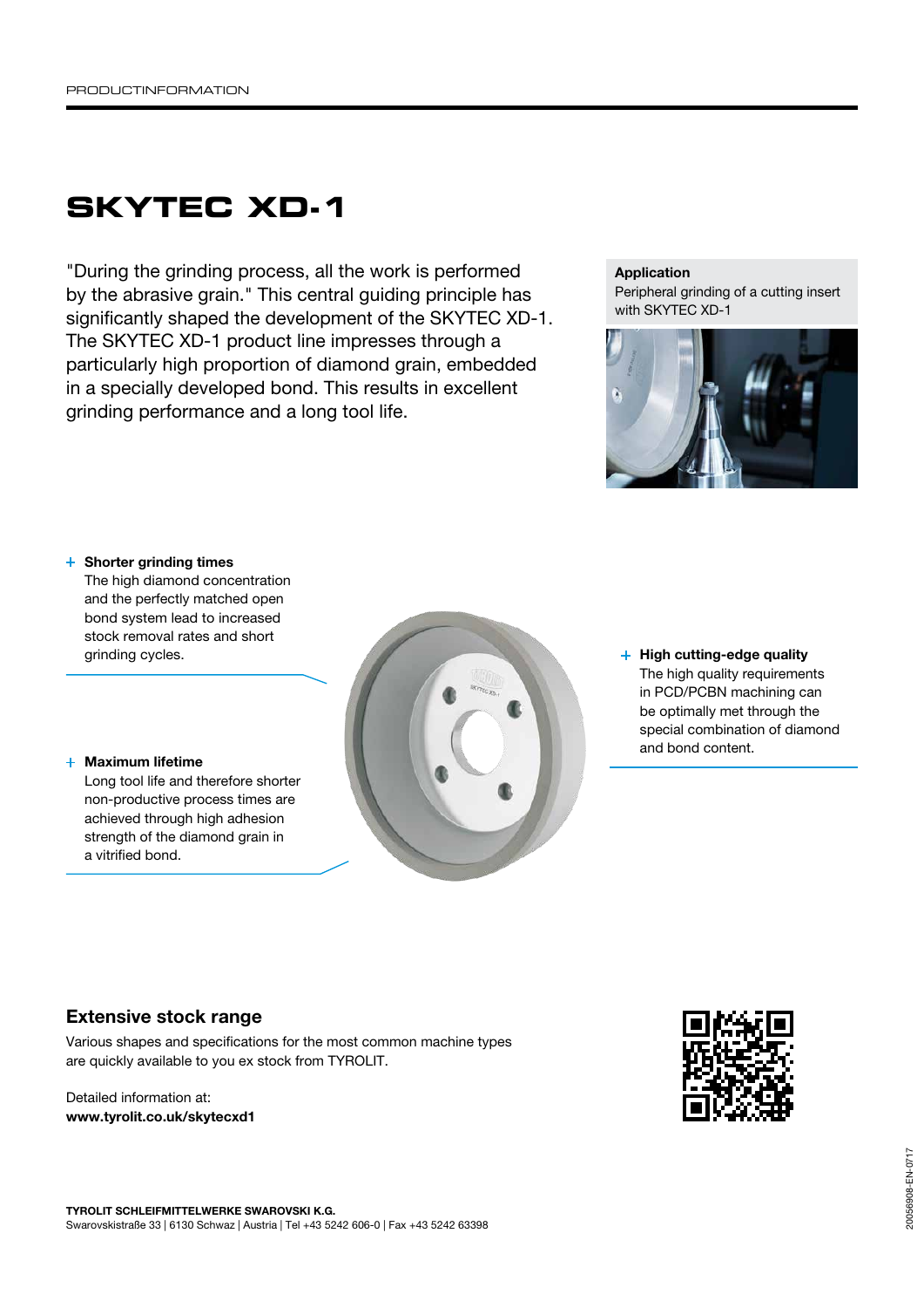PRODUCTINFORMATION

# SKYTEC XD-1

"During the grinding process, all the work is performed by the abrasive grain." This central guiding principle has significantly shaped the development of the SKYTEC XD-1. The SKYTEC XD-1 product line impresses through a particularly high proportion of diamond grain, embedded in a specially developed bond. This results in excellent grinding performance and a long tool life.

**Application**
Peripheral grinding of a cutting insert with SKYTEC XD-1

+ **Shorter grinding times**
  The high diamond concentration and the perfectly matched open bond system lead to increased stock removal rates and short grinding cycles.

+ **Maximum lifetime**
  Long tool life and therefore shorter non-productive process times are achieved through high adhesion strength of the diamond grain in a vitrified bond.

+ **High cutting-edge quality**
  The high quality requirements in PCD/PCBN machining can be optimally met through the special combination of diamond and bond content.

## Extensive stock range

Various shapes and specifications for the most common machine types are quickly available to you ex stock from TYROLIT.

Detailed information at:
**www.tyrolit.co.uk/skytecxd1**

**TYROLIT SCHLEIFMITTELWERKE SWAROVSKI K.G.**
Swarovskistraße 33 | 6130 Schwaz | Austria | Tel +43 5242 606-0 | Fax +43 5242 63398

20056908-EN-0717